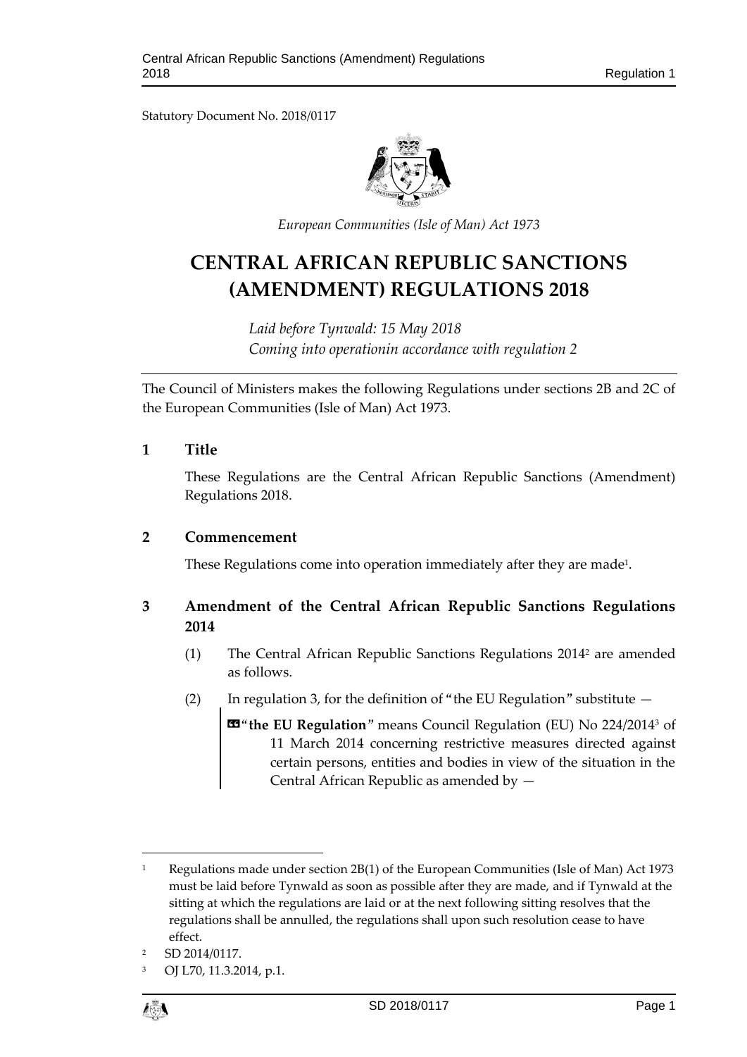Statutory Document No. 2018/0117

*European Communities (Isle of Man) Act 1973*

# CENTRAL AFRICAN REPUBLIC SANCTIONS (AMENDMENT) REGULATIONS 2018

*Laid before Tynwald: 15 May 2018*
*Coming into operationin accordance with regulation 2*

The Council of Ministers makes the following Regulations under sections 2B and 2C of the European Communities (Isle of Man) Act 1973.

## 1 Title

These Regulations are the Central African Republic Sanctions (Amendment) Regulations 2018.

## 2 Commencement

These Regulations come into operation immediately after they are made[1].

## 3 Amendment of the Central African Republic Sanctions Regulations 2014

(1) The Central African Republic Sanctions Regulations 2014[2] are amended as follows.

(2) In regulation 3, for the definition of "the EU Regulation" substitute —

> "**the EU Regulation**" means Council Regulation (EU) No 224/2014[3] of 11 March 2014 concerning restrictive measures directed against certain persons, entities and bodies in view of the situation in the Central African Republic as amended by —

---

[1] Regulations made under section 2B(1) of the European Communities (Isle of Man) Act 1973 must be laid before Tynwald as soon as possible after they are made, and if Tynwald at the sitting at which the regulations are laid or at the next following sitting resolves that the regulations shall be annulled, the regulations shall upon such resolution cease to have effect.

[2] SD 2014/0117.

[3] OJ L70, 11.3.2014, p.1.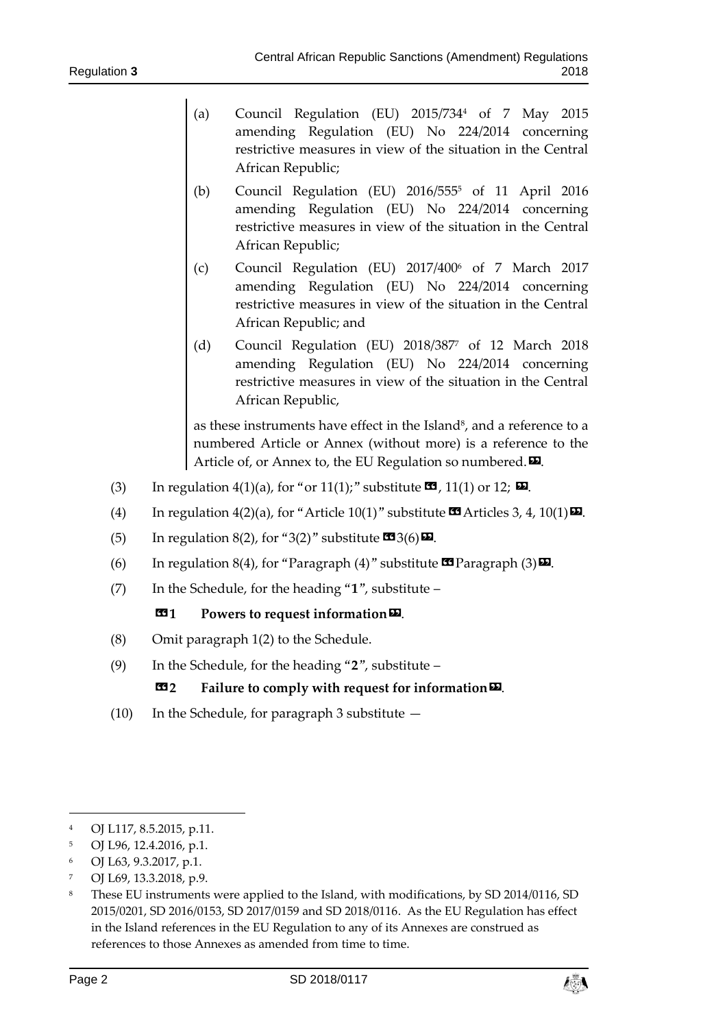(a) Council Regulation (EU) 2015/734[4] of 7 May 2015 amending Regulation (EU) No 224/2014 concerning restrictive measures in view of the situation in the Central African Republic;

(b) Council Regulation (EU) 2016/555[5] of 11 April 2016 amending Regulation (EU) No 224/2014 concerning restrictive measures in view of the situation in the Central African Republic;

(c) Council Regulation (EU) 2017/400[6] of 7 March 2017 amending Regulation (EU) No 224/2014 concerning restrictive measures in view of the situation in the Central African Republic; and

(d) Council Regulation (EU) 2018/387[7] of 12 March 2018 amending Regulation (EU) No 224/2014 concerning restrictive measures in view of the situation in the Central African Republic,

as these instruments have effect in the Island[8], and a reference to a numbered Article or Annex (without more) is a reference to the Article of, or Annex to, the EU Regulation so numbered.».

(3) In regulation 4(1)(a), for "or 11(1);" substitute «, 11(1) or 12; ».

(4) In regulation 4(2)(a), for "Article 10(1)" substitute «Articles 3, 4, 10(1)».

(5) In regulation 8(2), for "3(2)" substitute «3(6)».

(6) In regulation 8(4), for "Paragraph (4)" substitute «Paragraph (3)».

(7) In the Schedule, for the heading "**1**", substitute –

«**1 Powers to request information**».

(8) Omit paragraph 1(2) to the Schedule.

(9) In the Schedule, for the heading "**2**", substitute –

«**2 Failure to comply with request for information**».

(10) In the Schedule, for paragraph 3 substitute —

---

[4] OJ L117, 8.5.2015, p.11.

[5] OJ L96, 12.4.2016, p.1.

[6] OJ L63, 9.3.2017, p.1.

[7] OJ L69, 13.3.2018, p.9.

[8] These EU instruments were applied to the Island, with modifications, by SD 2014/0116, SD 2015/0201, SD 2016/0153, SD 2017/0159 and SD 2018/0116. As the EU Regulation has effect in the Island references in the EU Regulation to any of its Annexes are construed as references to those Annexes as amended from time to time.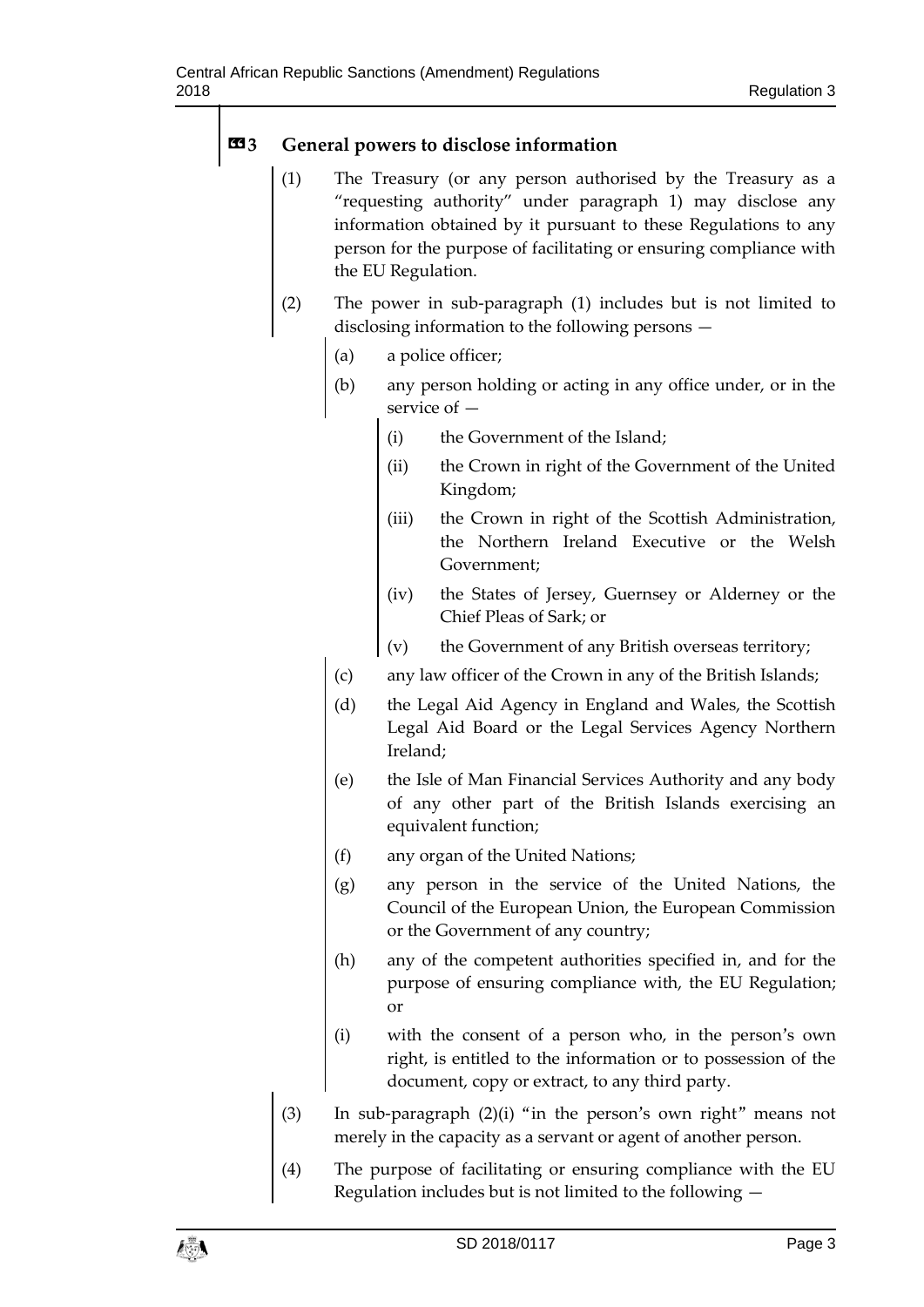**❝3 General powers to disclose information**

(1) The Treasury (or any person authorised by the Treasury as a "requesting authority" under paragraph 1) may disclose any information obtained by it pursuant to these Regulations to any person for the purpose of facilitating or ensuring compliance with the EU Regulation.

(2) The power in sub-paragraph (1) includes but is not limited to disclosing information to the following persons —

(a) a police officer;

(b) any person holding or acting in any office under, or in the service of —

(i) the Government of the Island;

(ii) the Crown in right of the Government of the United Kingdom;

(iii) the Crown in right of the Scottish Administration, the Northern Ireland Executive or the Welsh Government;

(iv) the States of Jersey, Guernsey or Alderney or the Chief Pleas of Sark; or

(v) the Government of any British overseas territory;

(c) any law officer of the Crown in any of the British Islands;

(d) the Legal Aid Agency in England and Wales, the Scottish Legal Aid Board or the Legal Services Agency Northern Ireland;

(e) the Isle of Man Financial Services Authority and any body of any other part of the British Islands exercising an equivalent function;

(f) any organ of the United Nations;

(g) any person in the service of the United Nations, the Council of the European Union, the European Commission or the Government of any country;

(h) any of the competent authorities specified in, and for the purpose of ensuring compliance with, the EU Regulation; or

(i) with the consent of a person who, in the person's own right, is entitled to the information or to possession of the document, copy or extract, to any third party.

(3) In sub-paragraph (2)(i) "in the person's own right" means not merely in the capacity as a servant or agent of another person.

(4) The purpose of facilitating or ensuring compliance with the EU Regulation includes but is not limited to the following —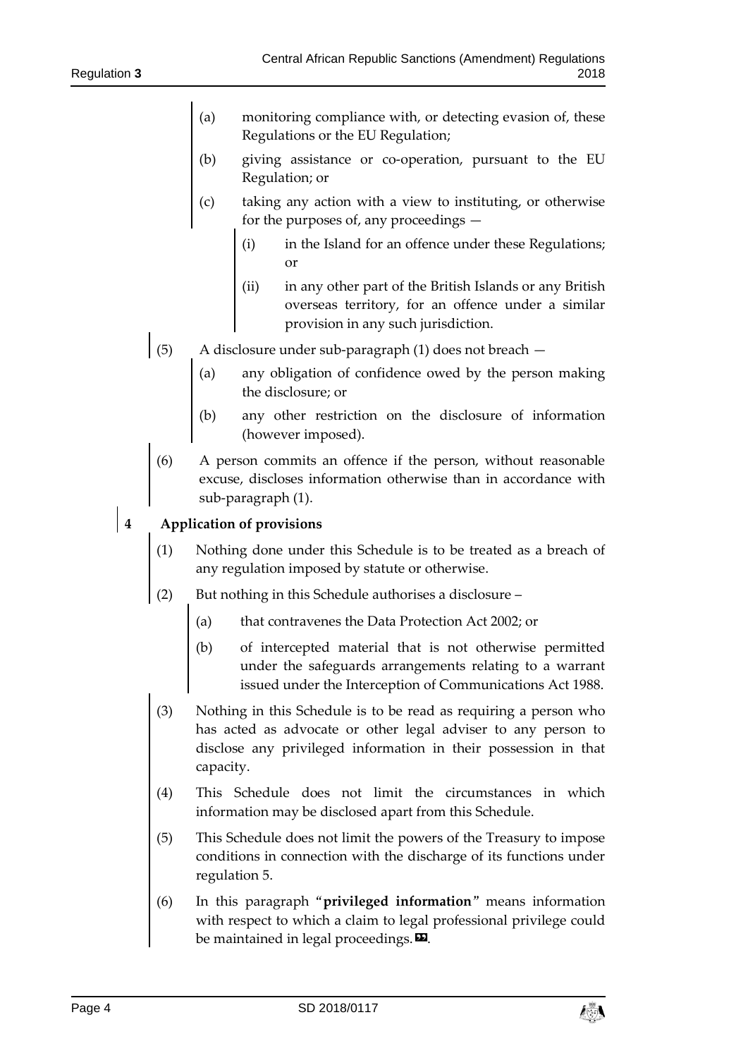(a) monitoring compliance with, or detecting evasion of, these Regulations or the EU Regulation;

(b) giving assistance or co-operation, pursuant to the EU Regulation; or

(c) taking any action with a view to instituting, or otherwise for the purposes of, any proceedings —

(i) in the Island for an offence under these Regulations; or

(ii) in any other part of the British Islands or any British overseas territory, for an offence under a similar provision in any such jurisdiction.

(5) A disclosure under sub-paragraph (1) does not breach —

(a) any obligation of confidence owed by the person making the disclosure; or

(b) any other restriction on the disclosure of information (however imposed).

(6) A person commits an offence if the person, without reasonable excuse, discloses information otherwise than in accordance with sub-paragraph (1).

**4 Application of provisions**

(1) Nothing done under this Schedule is to be treated as a breach of any regulation imposed by statute or otherwise.

(2) But nothing in this Schedule authorises a disclosure –

(a) that contravenes the Data Protection Act 2002; or

(b) of intercepted material that is not otherwise permitted under the safeguards arrangements relating to a warrant issued under the Interception of Communications Act 1988.

(3) Nothing in this Schedule is to be read as requiring a person who has acted as advocate or other legal adviser to any person to disclose any privileged information in their possession in that capacity.

(4) This Schedule does not limit the circumstances in which information may be disclosed apart from this Schedule.

(5) This Schedule does not limit the powers of the Treasury to impose conditions in connection with the discharge of its functions under regulation 5.

(6) In this paragraph "**privileged information**" means information with respect to which a claim to legal professional privilege could be maintained in legal proceedings.».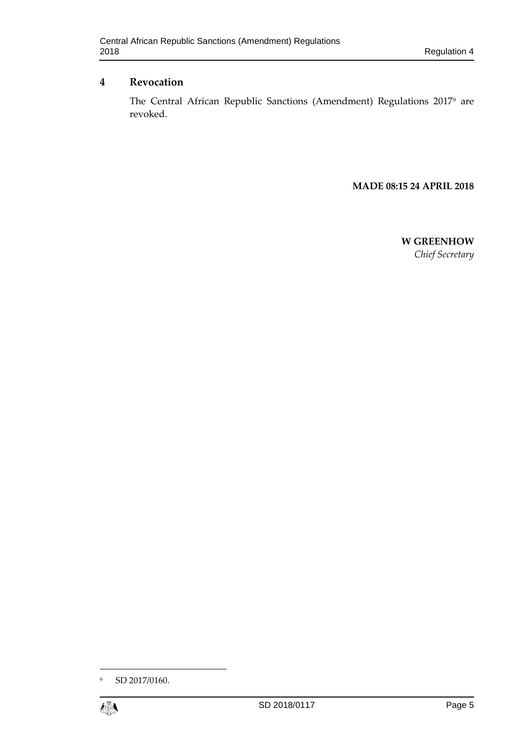## 4 Revocation

The Central African Republic Sanctions (Amendment) Regulations 2017[9] are revoked.

**MADE 08:15 24 APRIL 2018**

**W GREENHOW**
*Chief Secretary*

---

[9] SD 2017/0160.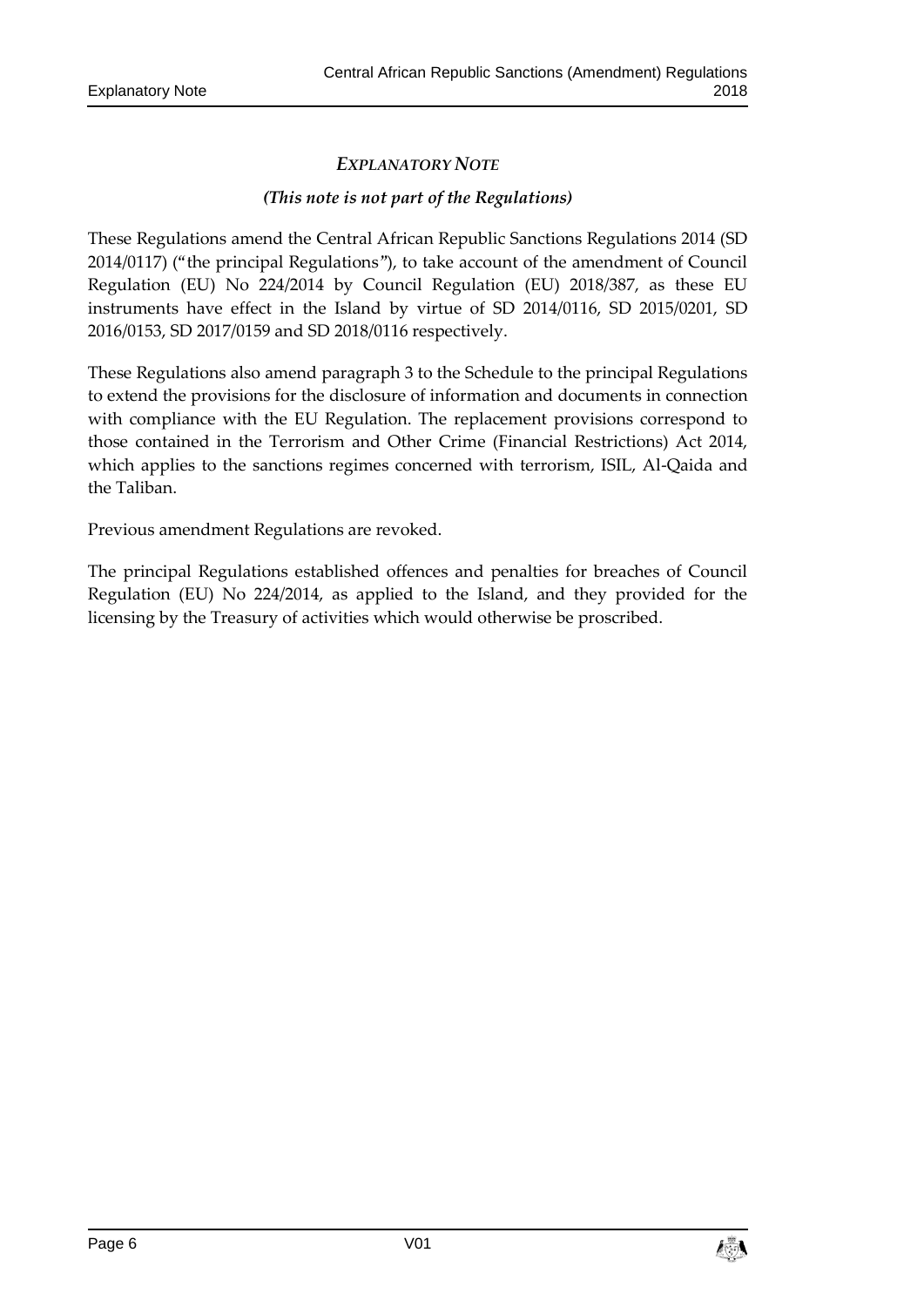*EXPLANATORY NOTE*

***(This note is not part of the Regulations)***

These Regulations amend the Central African Republic Sanctions Regulations 2014 (SD 2014/0117) ("the principal Regulations"), to take account of the amendment of Council Regulation (EU) No 224/2014 by Council Regulation (EU) 2018/387, as these EU instruments have effect in the Island by virtue of SD 2014/0116, SD 2015/0201, SD 2016/0153, SD 2017/0159 and SD 2018/0116 respectively.

These Regulations also amend paragraph 3 to the Schedule to the principal Regulations to extend the provisions for the disclosure of information and documents in connection with compliance with the EU Regulation. The replacement provisions correspond to those contained in the Terrorism and Other Crime (Financial Restrictions) Act 2014, which applies to the sanctions regimes concerned with terrorism, ISIL, Al-Qaida and the Taliban.

Previous amendment Regulations are revoked.

The principal Regulations established offences and penalties for breaches of Council Regulation (EU) No 224/2014, as applied to the Island, and they provided for the licensing by the Treasury of activities which would otherwise be proscribed.